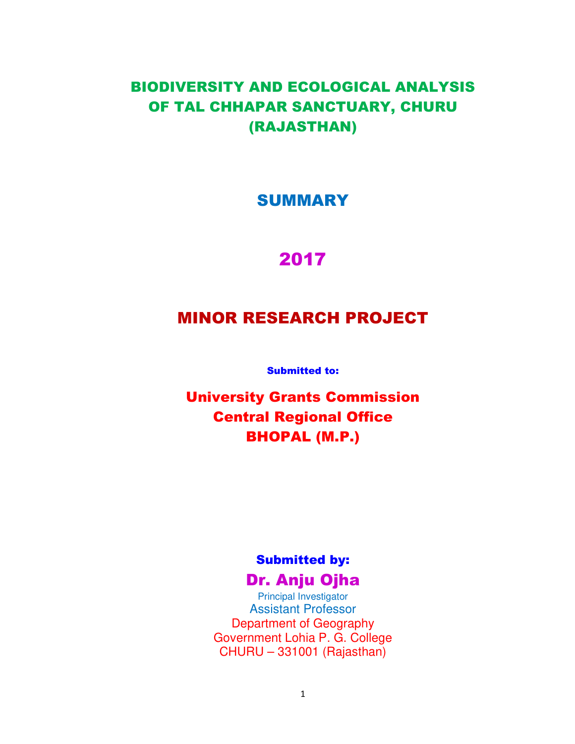# BIODIVERSITY AND ECOLOGICAL ANALYSIS OF TAL CHHAPAR SANCTUARY, CHURU (RAJASTHAN)

## SUMMARY

## 2017

## MINOR RESEARCH PROJECT

**Submitted to:**

**University Grants Commission**
**Central Regional Office**
**BHOPAL (M.P.)**

**Submitted by:**

**Dr. Anju Ojha**
Principal Investigator
Assistant Professor
Department of Geography
Government Lohia P. G. College
CHURU – 331001 (Rajasthan)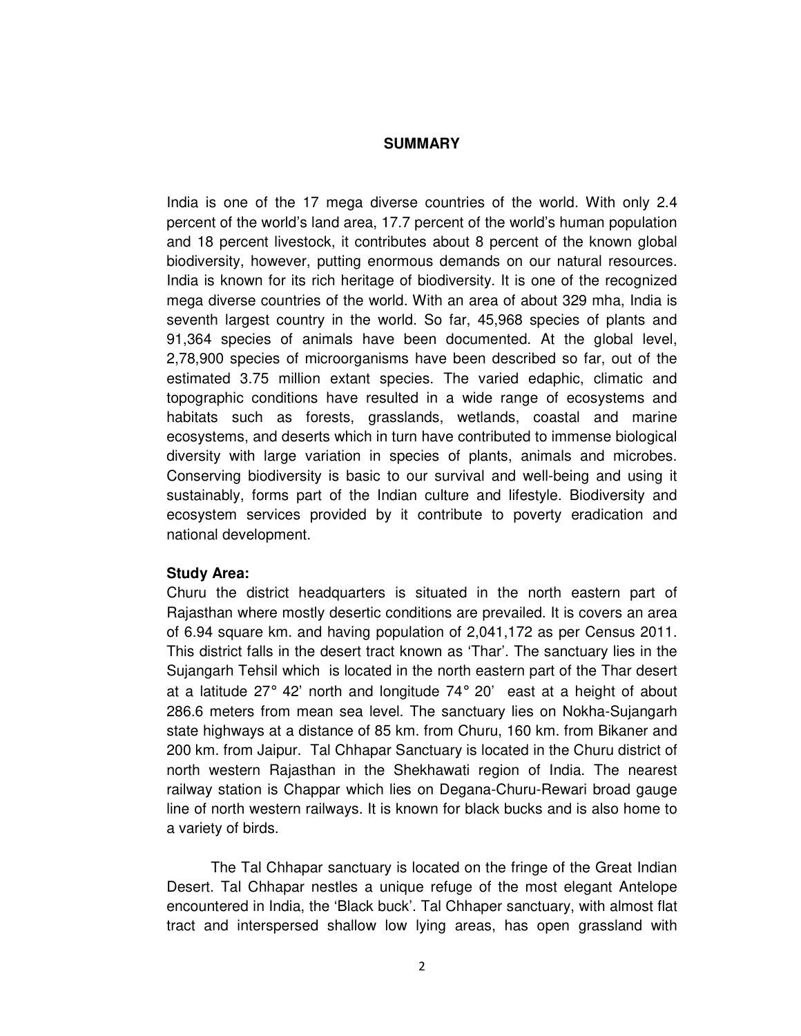## SUMMARY

India is one of the 17 mega diverse countries of the world. With only 2.4 percent of the world's land area, 17.7 percent of the world's human population and 18 percent livestock, it contributes about 8 percent of the known global biodiversity, however, putting enormous demands on our natural resources. India is known for its rich heritage of biodiversity. It is one of the recognized mega diverse countries of the world. With an area of about 329 mha, India is seventh largest country in the world. So far, 45,968 species of plants and 91,364 species of animals have been documented. At the global level, 2,78,900 species of microorganisms have been described so far, out of the estimated 3.75 million extant species. The varied edaphic, climatic and topographic conditions have resulted in a wide range of ecosystems and habitats such as forests, grasslands, wetlands, coastal and marine ecosystems, and deserts which in turn have contributed to immense biological diversity with large variation in species of plants, animals and microbes. Conserving biodiversity is basic to our survival and well-being and using it sustainably, forms part of the Indian culture and lifestyle. Biodiversity and ecosystem services provided by it contribute to poverty eradication and national development.

**Study Area:**

Churu the district headquarters is situated in the north eastern part of Rajasthan where mostly desertic conditions are prevailed. It is covers an area of 6.94 square km. and having population of 2,041,172 as per Census 2011. This district falls in the desert tract known as 'Thar'. The sanctuary lies in the Sujangarh Tehsil which is located in the north eastern part of the Thar desert at a latitude 27° 42' north and longitude 74° 20' east at a height of about 286.6 meters from mean sea level. The sanctuary lies on Nokha-Sujangarh state highways at a distance of 85 km. from Churu, 160 km. from Bikaner and 200 km. from Jaipur. Tal Chhapar Sanctuary is located in the Churu district of north western Rajasthan in the Shekhawati region of India. The nearest railway station is Chappar which lies on Degana-Churu-Rewari broad gauge line of north western railways. It is known for black bucks and is also home to a variety of birds.

The Tal Chhapar sanctuary is located on the fringe of the Great Indian Desert. Tal Chhapar nestles a unique refuge of the most elegant Antelope encountered in India, the 'Black buck'. Tal Chhaper sanctuary, with almost flat tract and interspersed shallow low lying areas, has open grassland with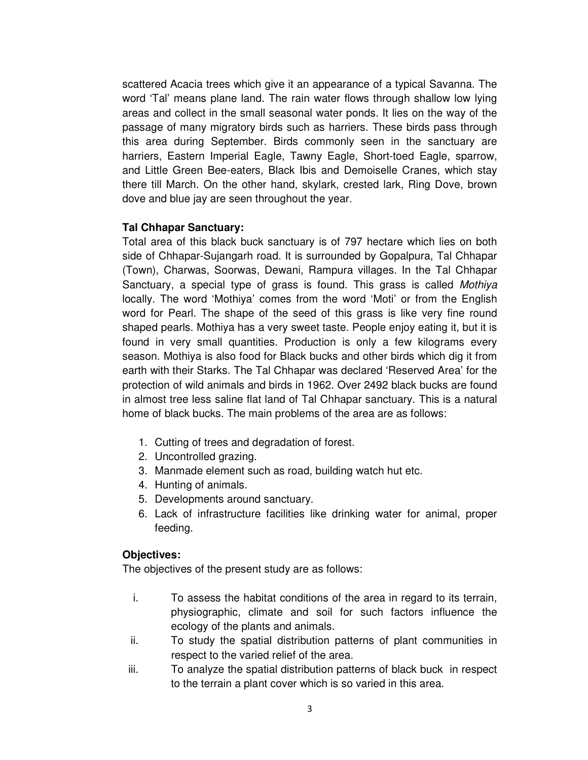scattered Acacia trees which give it an appearance of a typical Savanna. The word 'Tal' means plane land. The rain water flows through shallow low lying areas and collect in the small seasonal water ponds. It lies on the way of the passage of many migratory birds such as harriers. These birds pass through this area during September. Birds commonly seen in the sanctuary are harriers, Eastern Imperial Eagle, Tawny Eagle, Short-toed Eagle, sparrow, and Little Green Bee-eaters, Black Ibis and Demoiselle Cranes, which stay there till March. On the other hand, skylark, crested lark, Ring Dove, brown dove and blue jay are seen throughout the year.

**Tal Chhapar Sanctuary:**

Total area of this black buck sanctuary is of 797 hectare which lies on both side of Chhapar-Sujangarh road. It is surrounded by Gopalpura, Tal Chhapar (Town), Charwas, Soorwas, Dewani, Rampura villages. In the Tal Chhapar Sanctuary, a special type of grass is found. This grass is called *Mothiya* locally. The word 'Mothiya' comes from the word 'Moti' or from the English word for Pearl. The shape of the seed of this grass is like very fine round shaped pearls. Mothiya has a very sweet taste. People enjoy eating it, but it is found in very small quantities. Production is only a few kilograms every season. Mothiya is also food for Black bucks and other birds which dig it from earth with their Starks. The Tal Chhapar was declared 'Reserved Area' for the protection of wild animals and birds in 1962. Over 2492 black bucks are found in almost tree less saline flat land of Tal Chhapar sanctuary. This is a natural home of black bucks. The main problems of the area are as follows:

1. Cutting of trees and degradation of forest.
2. Uncontrolled grazing.
3. Manmade element such as road, building watch hut etc.
4. Hunting of animals.
5. Developments around sanctuary.
6. Lack of infrastructure facilities like drinking water for animal, proper feeding.

**Objectives:**

The objectives of the present study are as follows:

i. To assess the habitat conditions of the area in regard to its terrain, physiographic, climate and soil for such factors influence the ecology of the plants and animals.

ii. To study the spatial distribution patterns of plant communities in respect to the varied relief of the area.

iii. To analyze the spatial distribution patterns of black buck in respect to the terrain a plant cover which is so varied in this area.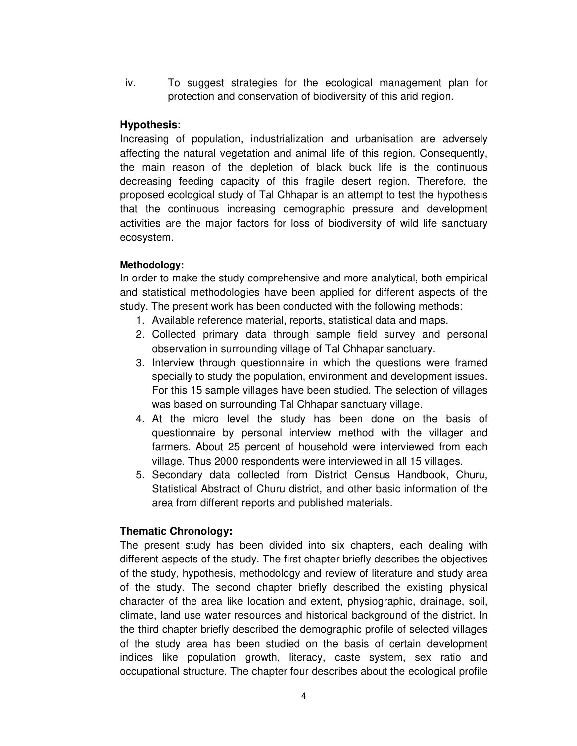iv. To suggest strategies for the ecological management plan for protection and conservation of biodiversity of this arid region.

**Hypothesis:**

Increasing of population, industrialization and urbanisation are adversely affecting the natural vegetation and animal life of this region. Consequently, the main reason of the depletion of black buck life is the continuous decreasing feeding capacity of this fragile desert region. Therefore, the proposed ecological study of Tal Chhapar is an attempt to test the hypothesis that the continuous increasing demographic pressure and development activities are the major factors for loss of biodiversity of wild life sanctuary ecosystem.

**Methodology:**

In order to make the study comprehensive and more analytical, both empirical and statistical methodologies have been applied for different aspects of the study. The present work has been conducted with the following methods:

1. Available reference material, reports, statistical data and maps.
2. Collected primary data through sample field survey and personal observation in surrounding village of Tal Chhapar sanctuary.
3. Interview through questionnaire in which the questions were framed specially to study the population, environment and development issues. For this 15 sample villages have been studied. The selection of villages was based on surrounding Tal Chhapar sanctuary village.
4. At the micro level the study has been done on the basis of questionnaire by personal interview method with the villager and farmers. About 25 percent of household were interviewed from each village. Thus 2000 respondents were interviewed in all 15 villages.
5. Secondary data collected from District Census Handbook, Churu, Statistical Abstract of Churu district, and other basic information of the area from different reports and published materials.

**Thematic Chronology:**

The present study has been divided into six chapters, each dealing with different aspects of the study. The first chapter briefly describes the objectives of the study, hypothesis, methodology and review of literature and study area of the study. The second chapter briefly described the existing physical character of the area like location and extent, physiographic, drainage, soil, climate, land use water resources and historical background of the district. In the third chapter briefly described the demographic profile of selected villages of the study area has been studied on the basis of certain development indices like population growth, literacy, caste system, sex ratio and occupational structure. The chapter four describes about the ecological profile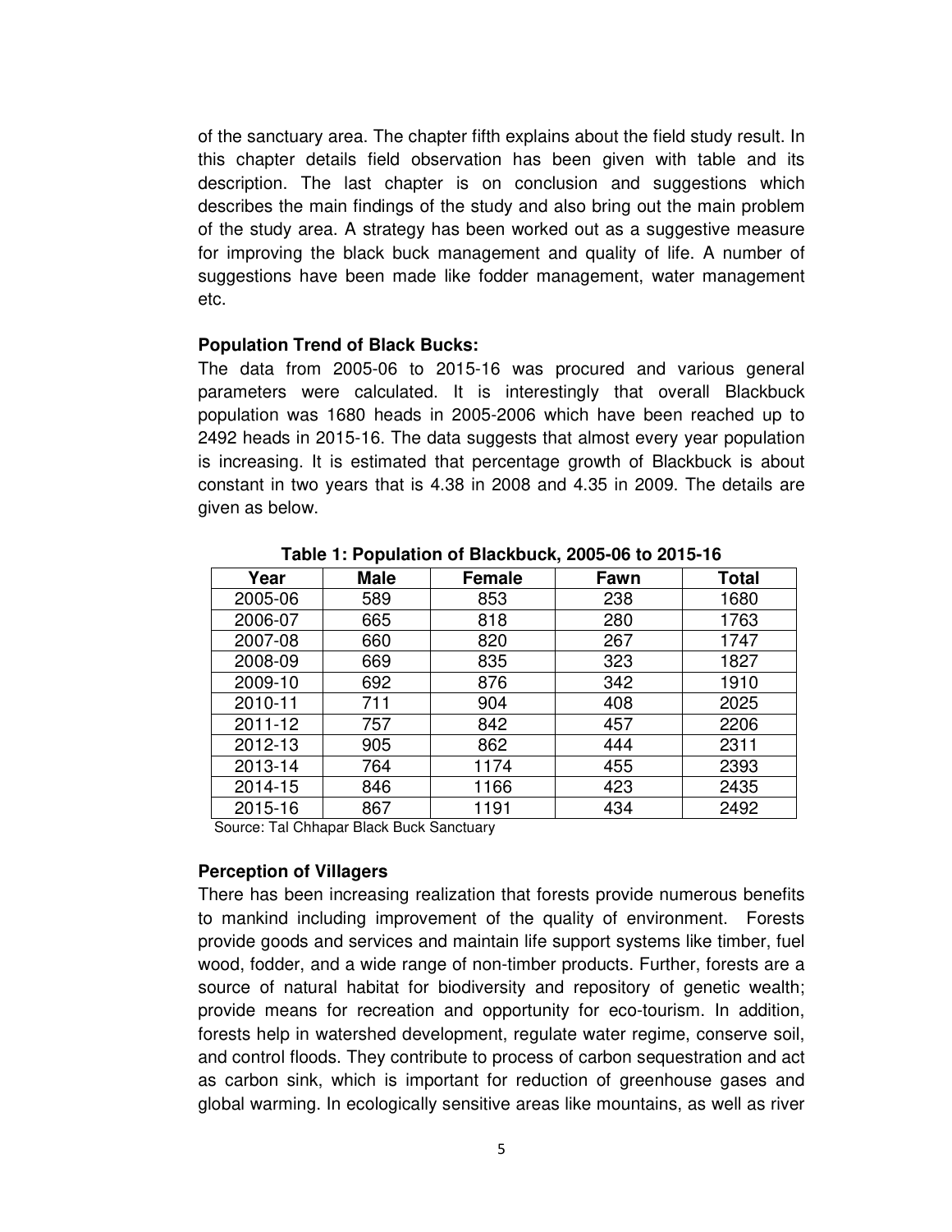of the sanctuary area. The chapter fifth explains about the field study result. In this chapter details field observation has been given with table and its description. The last chapter is on conclusion and suggestions which describes the main findings of the study and also bring out the main problem of the study area. A strategy has been worked out as a suggestive measure for improving the black buck management and quality of life. A number of suggestions have been made like fodder management, water management etc.

**Population Trend of Black Bucks:**

The data from 2005-06 to 2015-16 was procured and various general parameters were calculated. It is interestingly that overall Blackbuck population was 1680 heads in 2005-2006 which have been reached up to 2492 heads in 2015-16. The data suggests that almost every year population is increasing. It is estimated that percentage growth of Blackbuck is about constant in two years that is 4.38 in 2008 and 4.35 in 2009. The details are given as below.

**Table 1: Population of Blackbuck, 2005-06 to 2015-16**

| Year | Male | Female | Fawn | Total |
|---|---|---|---|---|
| 2005-06 | 589 | 853 | 238 | 1680 |
| 2006-07 | 665 | 818 | 280 | 1763 |
| 2007-08 | 660 | 820 | 267 | 1747 |
| 2008-09 | 669 | 835 | 323 | 1827 |
| 2009-10 | 692 | 876 | 342 | 1910 |
| 2010-11 | 711 | 904 | 408 | 2025 |
| 2011-12 | 757 | 842 | 457 | 2206 |
| 2012-13 | 905 | 862 | 444 | 2311 |
| 2013-14 | 764 | 1174 | 455 | 2393 |
| 2014-15 | 846 | 1166 | 423 | 2435 |
| 2015-16 | 867 | 1191 | 434 | 2492 |

Source: Tal Chhapar Black Buck Sanctuary

**Perception of Villagers**

There has been increasing realization that forests provide numerous benefits to mankind including improvement of the quality of environment. Forests provide goods and services and maintain life support systems like timber, fuel wood, fodder, and a wide range of non-timber products. Further, forests are a source of natural habitat for biodiversity and repository of genetic wealth; provide means for recreation and opportunity for eco-tourism. In addition, forests help in watershed development, regulate water regime, conserve soil, and control floods. They contribute to process of carbon sequestration and act as carbon sink, which is important for reduction of greenhouse gases and global warming. In ecologically sensitive areas like mountains, as well as river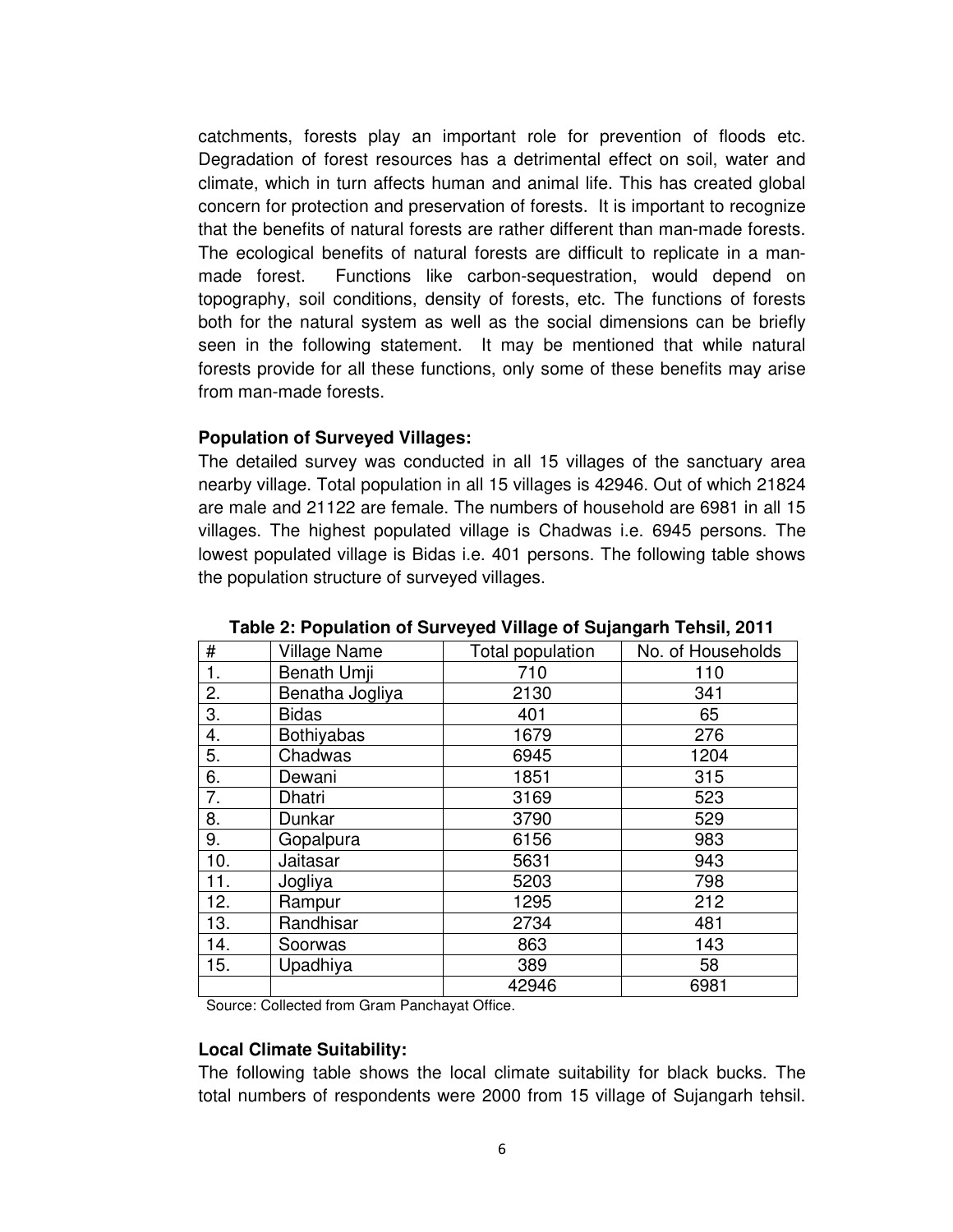catchments, forests play an important role for prevention of floods etc. Degradation of forest resources has a detrimental effect on soil, water and climate, which in turn affects human and animal life. This has created global concern for protection and preservation of forests. It is important to recognize that the benefits of natural forests are rather different than man-made forests. The ecological benefits of natural forests are difficult to replicate in a man-made forest. Functions like carbon-sequestration, would depend on topography, soil conditions, density of forests, etc. The functions of forests both for the natural system as well as the social dimensions can be briefly seen in the following statement. It may be mentioned that while natural forests provide for all these functions, only some of these benefits may arise from man-made forests.

**Population of Surveyed Villages:**

The detailed survey was conducted in all 15 villages of the sanctuary area nearby village. Total population in all 15 villages is 42946. Out of which 21824 are male and 21122 are female. The numbers of household are 6981 in all 15 villages. The highest populated village is Chadwas i.e. 6945 persons. The lowest populated village is Bidas i.e. 401 persons. The following table shows the population structure of surveyed villages.

**Table 2: Population of Surveyed Village of Sujangarh Tehsil, 2011**

| # | Village Name | Total population | No. of Households |
|---|---|---|---|
| 1. | Benath Umji | 710 | 110 |
| 2. | Benatha Jogliya | 2130 | 341 |
| 3. | Bidas | 401 | 65 |
| 4. | Bothiyabas | 1679 | 276 |
| 5. | Chadwas | 6945 | 1204 |
| 6. | Dewani | 1851 | 315 |
| 7. | Dhatri | 3169 | 523 |
| 8. | Dunkar | 3790 | 529 |
| 9. | Gopalpura | 6156 | 983 |
| 10. | Jaitasar | 5631 | 943 |
| 11. | Jogliya | 5203 | 798 |
| 12. | Rampur | 1295 | 212 |
| 13. | Randhisar | 2734 | 481 |
| 14. | Soorwas | 863 | 143 |
| 15. | Upadhiya | 389 | 58 |
| | | 42946 | 6981 |

Source: Collected from Gram Panchayat Office.

**Local Climate Suitability:**

The following table shows the local climate suitability for black bucks. The total numbers of respondents were 2000 from 15 village of Sujangarh tehsil.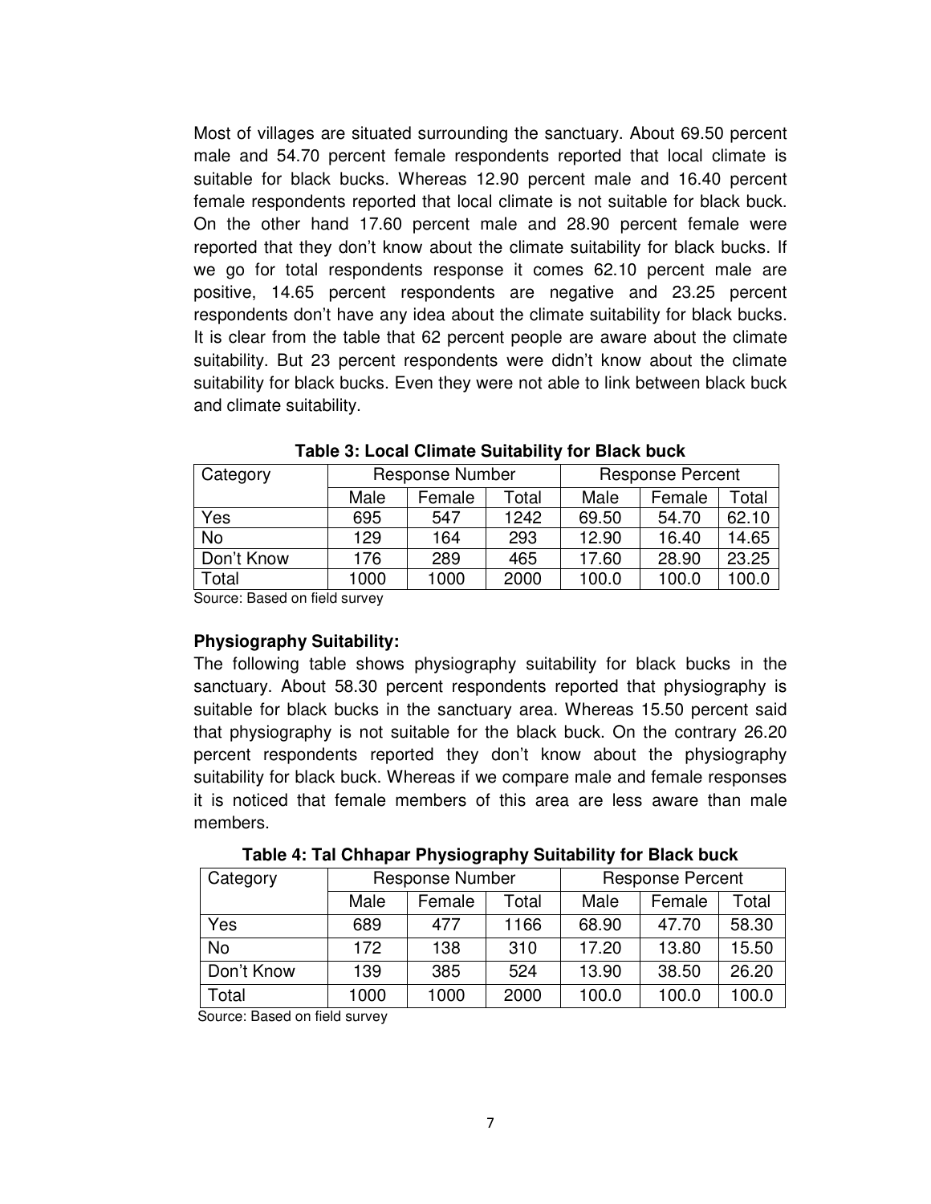Most of villages are situated surrounding the sanctuary. About 69.50 percent male and 54.70 percent female respondents reported that local climate is suitable for black bucks. Whereas 12.90 percent male and 16.40 percent female respondents reported that local climate is not suitable for black buck. On the other hand 17.60 percent male and 28.90 percent female were reported that they don't know about the climate suitability for black bucks. If we go for total respondents response it comes 62.10 percent male are positive, 14.65 percent respondents are negative and 23.25 percent respondents don't have any idea about the climate suitability for black bucks. It is clear from the table that 62 percent people are aware about the climate suitability. But 23 percent respondents were didn't know about the climate suitability for black bucks. Even they were not able to link between black buck and climate suitability.

**Table 3: Local Climate Suitability for Black buck**

| Category | Response Number | | | Response Percent | | |
|---|---|---|---|---|---|---|
| | Male | Female | Total | Male | Female | Total |
| Yes | 695 | 547 | 1242 | 69.50 | 54.70 | 62.10 |
| No | 129 | 164 | 293 | 12.90 | 16.40 | 14.65 |
| Don't Know | 176 | 289 | 465 | 17.60 | 28.90 | 23.25 |
| Total | 1000 | 1000 | 2000 | 100.0 | 100.0 | 100.0 |

Source: Based on field survey

**Physiography Suitability:**

The following table shows physiography suitability for black bucks in the sanctuary. About 58.30 percent respondents reported that physiography is suitable for black bucks in the sanctuary area. Whereas 15.50 percent said that physiography is not suitable for the black buck. On the contrary 26.20 percent respondents reported they don't know about the physiography suitability for black buck. Whereas if we compare male and female responses it is noticed that female members of this area are less aware than male members.

**Table 4: Tal Chhapar Physiography Suitability for Black buck**

| Category | Response Number | | | Response Percent | | |
|---|---|---|---|---|---|---|
| | Male | Female | Total | Male | Female | Total |
| Yes | 689 | 477 | 1166 | 68.90 | 47.70 | 58.30 |
| No | 172 | 138 | 310 | 17.20 | 13.80 | 15.50 |
| Don't Know | 139 | 385 | 524 | 13.90 | 38.50 | 26.20 |
| Total | 1000 | 1000 | 2000 | 100.0 | 100.0 | 100.0 |

Source: Based on field survey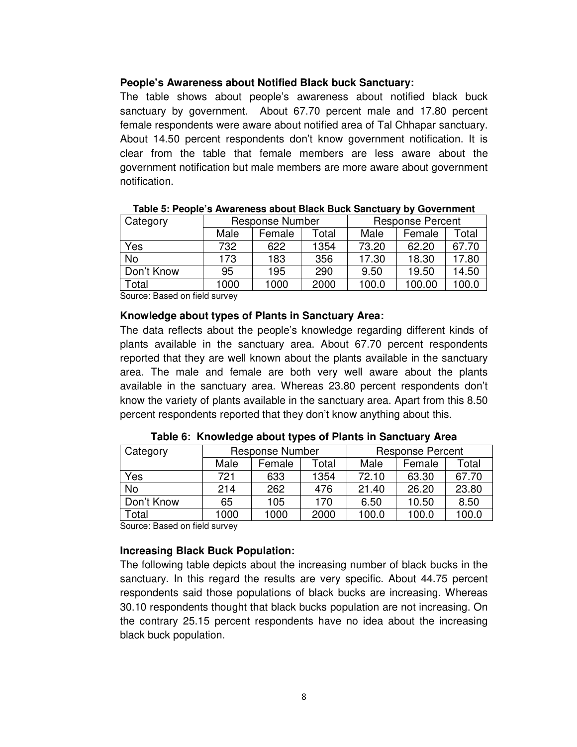**People's Awareness about Notified Black buck Sanctuary:**

The table shows about people's awareness about notified black buck sanctuary by government. About 67.70 percent male and 17.80 percent female respondents were aware about notified area of Tal Chhapar sanctuary. About 14.50 percent respondents don't know government notification. It is clear from the table that female members are less aware about the government notification but male members are more aware about government notification.

**Table 5: People's Awareness about Black Buck Sanctuary by Government**

| Category | Response Number | | | Response Percent | | |
|---|---|---|---|---|---|---|
| | Male | Female | Total | Male | Female | Total |
| Yes | 732 | 622 | 1354 | 73.20 | 62.20 | 67.70 |
| No | 173 | 183 | 356 | 17.30 | 18.30 | 17.80 |
| Don't Know | 95 | 195 | 290 | 9.50 | 19.50 | 14.50 |
| Total | 1000 | 1000 | 2000 | 100.0 | 100.00 | 100.0 |

Source: Based on field survey

**Knowledge about types of Plants in Sanctuary Area:**

The data reflects about the people's knowledge regarding different kinds of plants available in the sanctuary area. About 67.70 percent respondents reported that they are well known about the plants available in the sanctuary area. The male and female are both very well aware about the plants available in the sanctuary area. Whereas 23.80 percent respondents don't know the variety of plants available in the sanctuary area. Apart from this 8.50 percent respondents reported that they don't know anything about this.

**Table 6: Knowledge about types of Plants in Sanctuary Area**

| Category | Response Number | | | Response Percent | | |
|---|---|---|---|---|---|---|
| | Male | Female | Total | Male | Female | Total |
| Yes | 721 | 633 | 1354 | 72.10 | 63.30 | 67.70 |
| No | 214 | 262 | 476 | 21.40 | 26.20 | 23.80 |
| Don't Know | 65 | 105 | 170 | 6.50 | 10.50 | 8.50 |
| Total | 1000 | 1000 | 2000 | 100.0 | 100.0 | 100.0 |

Source: Based on field survey

**Increasing Black Buck Population:**

The following table depicts about the increasing number of black bucks in the sanctuary. In this regard the results are very specific. About 44.75 percent respondents said those populations of black bucks are increasing. Whereas 30.10 respondents thought that black bucks population are not increasing. On the contrary 25.15 percent respondents have no idea about the increasing black buck population.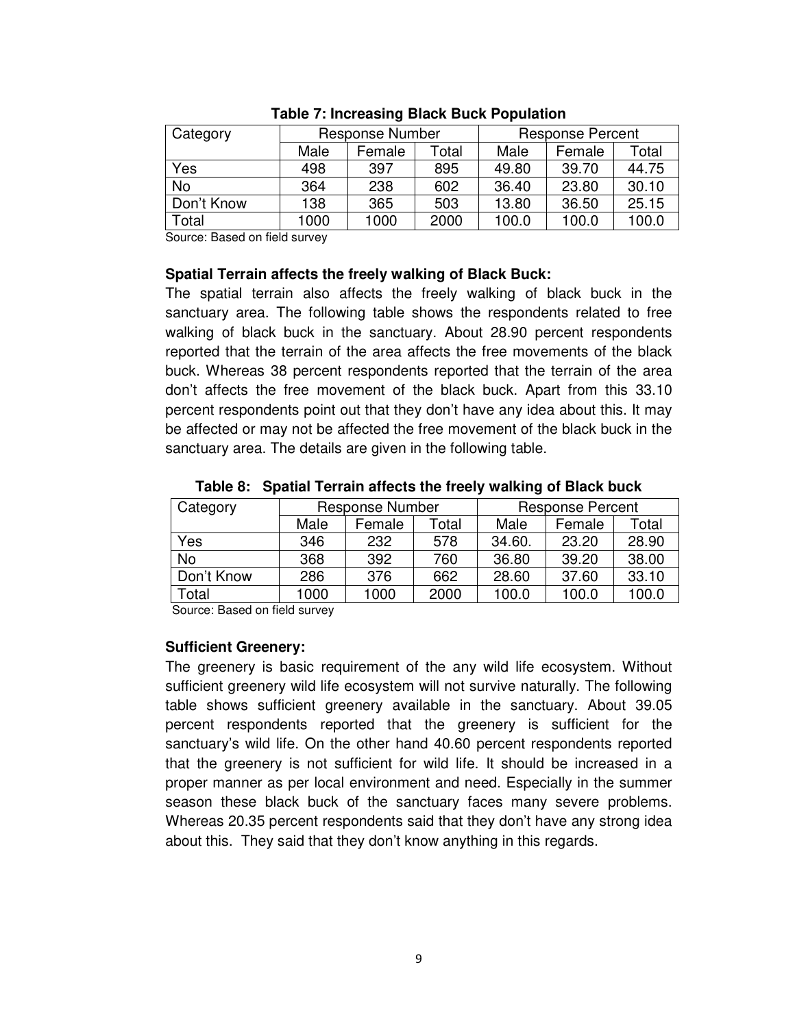**Table 7: Increasing Black Buck Population**

| Category | Response Number | | | Response Percent | | |
|---|---|---|---|---|---|---|
| | Male | Female | Total | Male | Female | Total |
| Yes | 498 | 397 | 895 | 49.80 | 39.70 | 44.75 |
| No | 364 | 238 | 602 | 36.40 | 23.80 | 30.10 |
| Don't Know | 138 | 365 | 503 | 13.80 | 36.50 | 25.15 |
| Total | 1000 | 1000 | 2000 | 100.0 | 100.0 | 100.0 |

Source: Based on field survey

**Spatial Terrain affects the freely walking of Black Buck:**

The spatial terrain also affects the freely walking of black buck in the sanctuary area. The following table shows the respondents related to free walking of black buck in the sanctuary. About 28.90 percent respondents reported that the terrain of the area affects the free movements of the black buck. Whereas 38 percent respondents reported that the terrain of the area don't affects the free movement of the black buck. Apart from this 33.10 percent respondents point out that they don't have any idea about this. It may be affected or may not be affected the free movement of the black buck in the sanctuary area. The details are given in the following table.

**Table 8: Spatial Terrain affects the freely walking of Black buck**

| Category | Response Number | | | Response Percent | | |
|---|---|---|---|---|---|---|
| | Male | Female | Total | Male | Female | Total |
| Yes | 346 | 232 | 578 | 34.60. | 23.20 | 28.90 |
| No | 368 | 392 | 760 | 36.80 | 39.20 | 38.00 |
| Don't Know | 286 | 376 | 662 | 28.60 | 37.60 | 33.10 |
| Total | 1000 | 1000 | 2000 | 100.0 | 100.0 | 100.0 |

Source: Based on field survey

**Sufficient Greenery:**

The greenery is basic requirement of the any wild life ecosystem. Without sufficient greenery wild life ecosystem will not survive naturally. The following table shows sufficient greenery available in the sanctuary. About 39.05 percent respondents reported that the greenery is sufficient for the sanctuary's wild life. On the other hand 40.60 percent respondents reported that the greenery is not sufficient for wild life. It should be increased in a proper manner as per local environment and need. Especially in the summer season these black buck of the sanctuary faces many severe problems. Whereas 20.35 percent respondents said that they don't have any strong idea about this. They said that they don't know anything in this regards.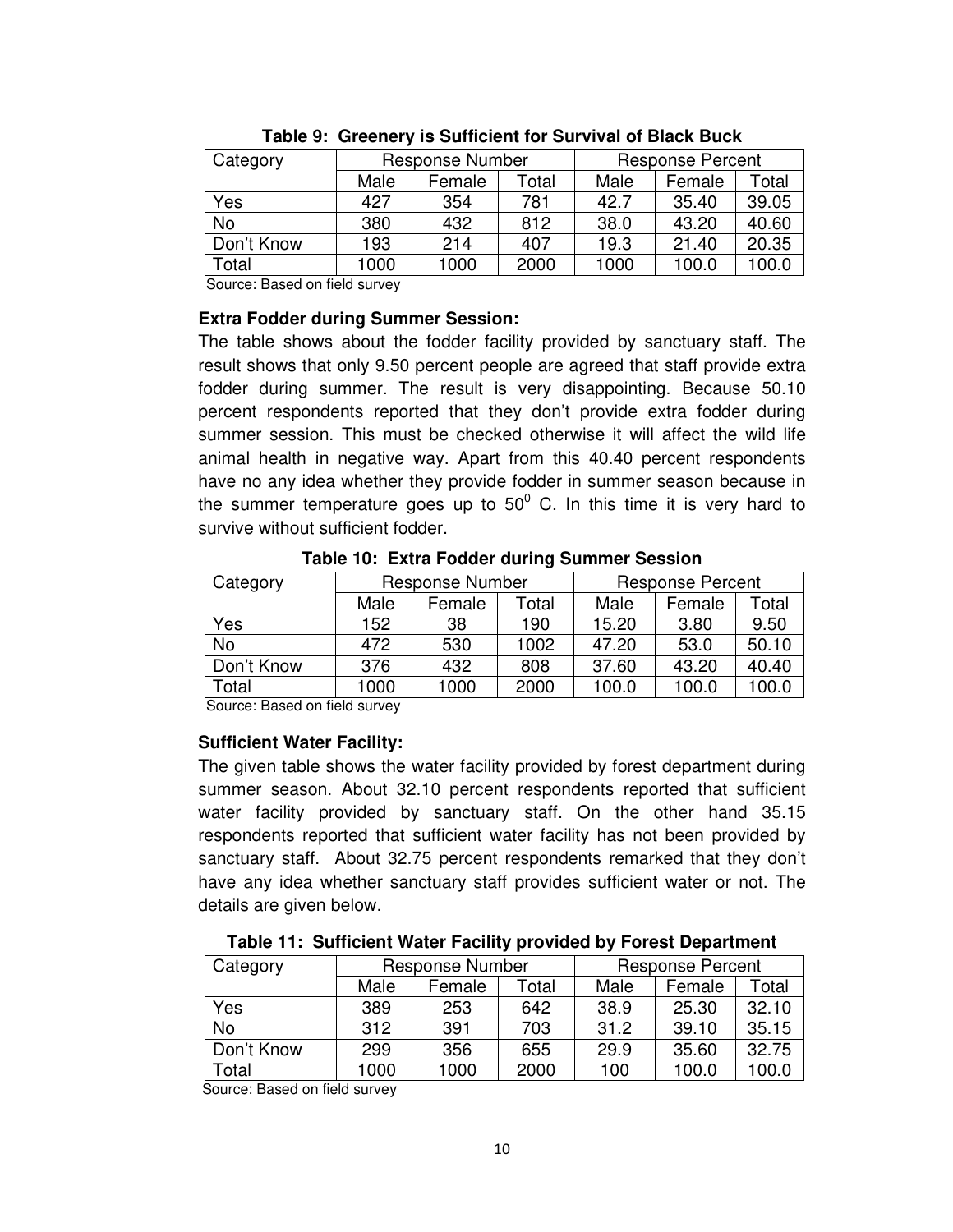**Table 9: Greenery is Sufficient for Survival of Black Buck**

| Category | Response Number | | | Response Percent | | |
|---|---|---|---|---|---|---|
| | Male | Female | Total | Male | Female | Total |
| Yes | 427 | 354 | 781 | 42.7 | 35.40 | 39.05 |
| No | 380 | 432 | 812 | 38.0 | 43.20 | 40.60 |
| Don't Know | 193 | 214 | 407 | 19.3 | 21.40 | 20.35 |
| Total | 1000 | 1000 | 2000 | 1000 | 100.0 | 100.0 |

Source: Based on field survey

**Extra Fodder during Summer Session:**

The table shows about the fodder facility provided by sanctuary staff. The result shows that only 9.50 percent people are agreed that staff provide extra fodder during summer. The result is very disappointing. Because 50.10 percent respondents reported that they don't provide extra fodder during summer session. This must be checked otherwise it will affect the wild life animal health in negative way. Apart from this 40.40 percent respondents have no any idea whether they provide fodder in summer season because in the summer temperature goes up to $50^0$ C. In this time it is very hard to survive without sufficient fodder.

**Table 10: Extra Fodder during Summer Session**

| Category | Response Number | | | Response Percent | | |
|---|---|---|---|---|---|---|
| | Male | Female | Total | Male | Female | Total |
| Yes | 152 | 38 | 190 | 15.20 | 3.80 | 9.50 |
| No | 472 | 530 | 1002 | 47.20 | 53.0 | 50.10 |
| Don't Know | 376 | 432 | 808 | 37.60 | 43.20 | 40.40 |
| Total | 1000 | 1000 | 2000 | 100.0 | 100.0 | 100.0 |

Source: Based on field survey

**Sufficient Water Facility:**

The given table shows the water facility provided by forest department during summer season. About 32.10 percent respondents reported that sufficient water facility provided by sanctuary staff. On the other hand 35.15 respondents reported that sufficient water facility has not been provided by sanctuary staff. About 32.75 percent respondents remarked that they don't have any idea whether sanctuary staff provides sufficient water or not. The details are given below.

**Table 11: Sufficient Water Facility provided by Forest Department**

| Category | Response Number | | | Response Percent | | |
|---|---|---|---|---|---|---|
| | Male | Female | Total | Male | Female | Total |
| Yes | 389 | 253 | 642 | 38.9 | 25.30 | 32.10 |
| No | 312 | 391 | 703 | 31.2 | 39.10 | 35.15 |
| Don't Know | 299 | 356 | 655 | 29.9 | 35.60 | 32.75 |
| Total | 1000 | 1000 | 2000 | 100 | 100.0 | 100.0 |

Source: Based on field survey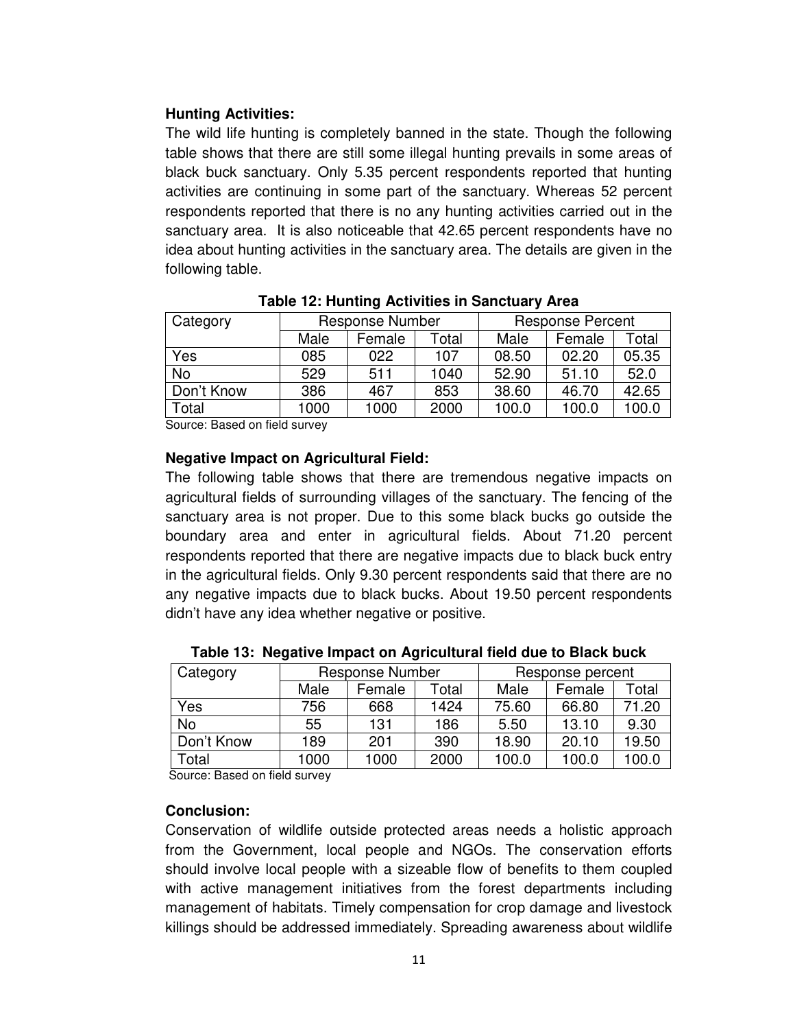**Hunting Activities:**

The wild life hunting is completely banned in the state. Though the following table shows that there are still some illegal hunting prevails in some areas of black buck sanctuary. Only 5.35 percent respondents reported that hunting activities are continuing in some part of the sanctuary. Whereas 52 percent respondents reported that there is no any hunting activities carried out in the sanctuary area. It is also noticeable that 42.65 percent respondents have no idea about hunting activities in the sanctuary area. The details are given in the following table.

**Table 12: Hunting Activities in Sanctuary Area**

| Category | Response Number | | | Response Percent | | |
|---|---|---|---|---|---|---|
| | Male | Female | Total | Male | Female | Total |
| Yes | 085 | 022 | 107 | 08.50 | 02.20 | 05.35 |
| No | 529 | 511 | 1040 | 52.90 | 51.10 | 52.0 |
| Don't Know | 386 | 467 | 853 | 38.60 | 46.70 | 42.65 |
| Total | 1000 | 1000 | 2000 | 100.0 | 100.0 | 100.0 |

Source: Based on field survey

**Negative Impact on Agricultural Field:**

The following table shows that there are tremendous negative impacts on agricultural fields of surrounding villages of the sanctuary. The fencing of the sanctuary area is not proper. Due to this some black bucks go outside the boundary area and enter in agricultural fields. About 71.20 percent respondents reported that there are negative impacts due to black buck entry in the agricultural fields. Only 9.30 percent respondents said that there are no any negative impacts due to black bucks. About 19.50 percent respondents didn't have any idea whether negative or positive.

**Table 13: Negative Impact on Agricultural field due to Black buck**

| Category | Response Number | | | Response percent | | |
|---|---|---|---|---|---|---|
| | Male | Female | Total | Male | Female | Total |
| Yes | 756 | 668 | 1424 | 75.60 | 66.80 | 71.20 |
| No | 55 | 131 | 186 | 5.50 | 13.10 | 9.30 |
| Don't Know | 189 | 201 | 390 | 18.90 | 20.10 | 19.50 |
| Total | 1000 | 1000 | 2000 | 100.0 | 100.0 | 100.0 |

Source: Based on field survey

**Conclusion:**

Conservation of wildlife outside protected areas needs a holistic approach from the Government, local people and NGOs. The conservation efforts should involve local people with a sizeable flow of benefits to them coupled with active management initiatives from the forest departments including management of habitats. Timely compensation for crop damage and livestock killings should be addressed immediately. Spreading awareness about wildlife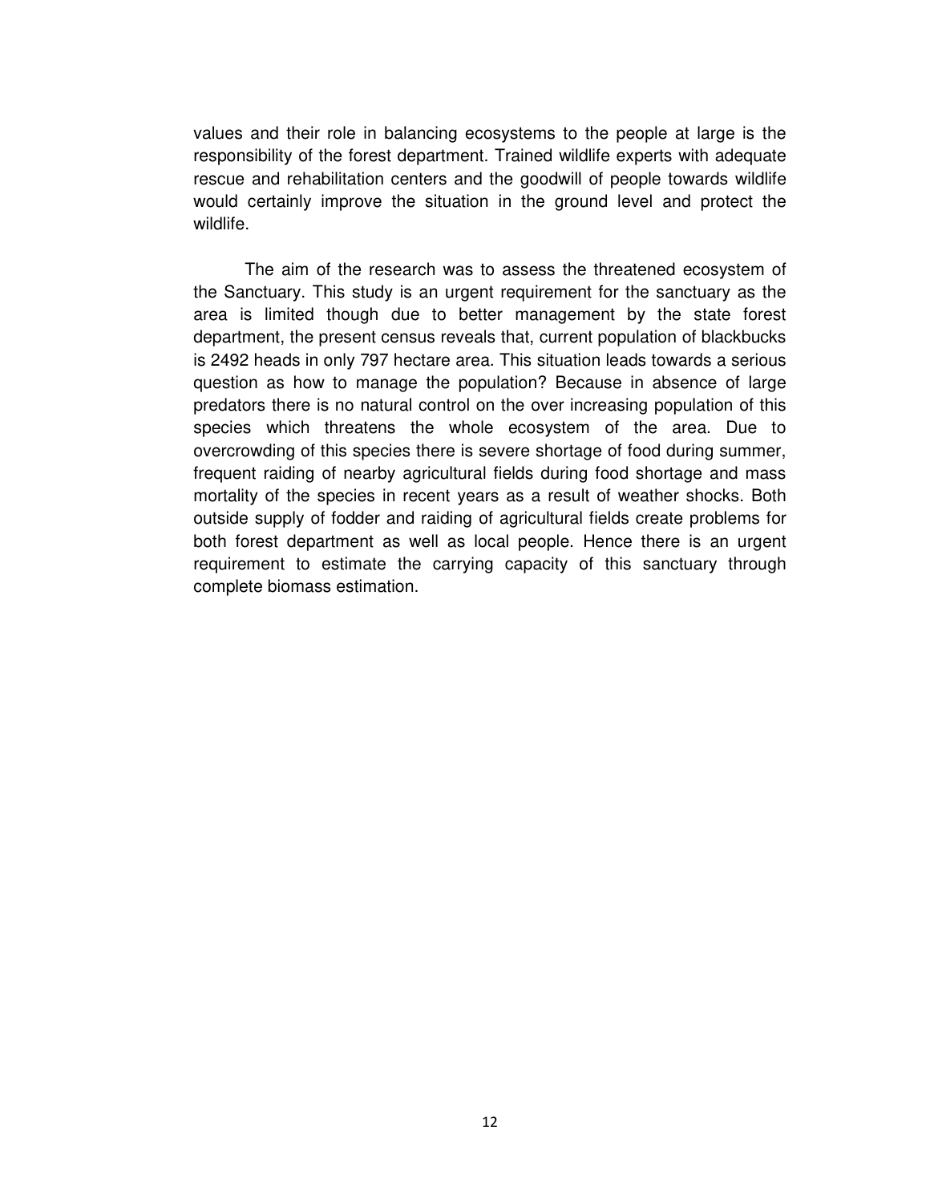values and their role in balancing ecosystems to the people at large is the responsibility of the forest department. Trained wildlife experts with adequate rescue and rehabilitation centers and the goodwill of people towards wildlife would certainly improve the situation in the ground level and protect the wildlife.

The aim of the research was to assess the threatened ecosystem of the Sanctuary. This study is an urgent requirement for the sanctuary as the area is limited though due to better management by the state forest department, the present census reveals that, current population of blackbucks is 2492 heads in only 797 hectare area. This situation leads towards a serious question as how to manage the population? Because in absence of large predators there is no natural control on the over increasing population of this species which threatens the whole ecosystem of the area. Due to overcrowding of this species there is severe shortage of food during summer, frequent raiding of nearby agricultural fields during food shortage and mass mortality of the species in recent years as a result of weather shocks. Both outside supply of fodder and raiding of agricultural fields create problems for both forest department as well as local people. Hence there is an urgent requirement to estimate the carrying capacity of this sanctuary through complete biomass estimation.